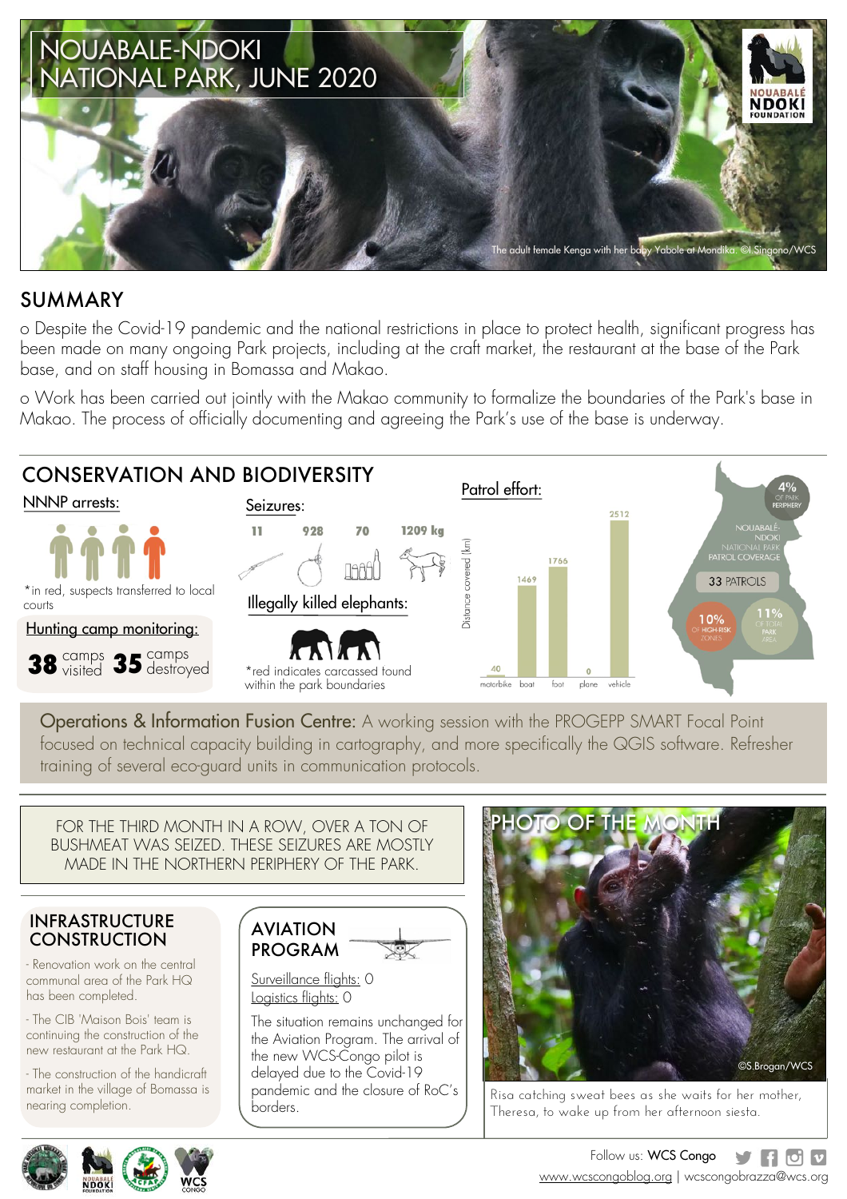# NOUABALE-NDOKI NATIONAL PARK, JUNE 2020

The adult female Kenga with her baby Yabole at Mondika. ©I.Singono/WCS

## SUMMARY

o Despite the Covid-19 pandemic and the national restrictions in place to protect health, significant progress has been made on many ongoing Park projects, including at the craft market, the restaurant at the base of the Park base, and on staff housing in Bomassa and Makao.

o Work has been carried out jointly with the Makao community to formalize the boundaries of the Park's base in Makao. The process of officially documenting and agreeing the Park's use of the base is underway.

## CONSERVATION AND BIODIVERSITY

**NNNP arrests:**

*in red, suspects transferred to local courts

**Hunting camp monitoring:**

**38** camps visited **35** camps destroyed

**Seizures:**

11 | 928 | 70 | 1209 kg

**Illegally killed elephants:**

*red indicates carcassed tound within the park boundaries

**Patrol effort:**

| | motorbike | boat | foot | plane | vehicle |
|---|---|---|---|---|---|
| Distance covered (km) | 40 | 1469 | 1766 | 0 | 2512 |

NOUABALÉ-NDOKI NATIONAL PARK PATROL COVERAGE

33 PATROLS

4% OF PARK PERIPHERY

10% OF HIGH-RISK ZONES

11% OF TOTAL PARK AREA

**Operations & Information Fusion Centre:** A working session with the PROGEPP SMART Focal Point focused on technical capacity building in cartography, and more specifically the QGIS software. Refresher training of several eco-guard units in communication protocols.

FOR THE THIRD MONTH IN A ROW, OVER A TON OF BUSHMEAT WAS SEIZED. THESE SEIZURES ARE MOSTLY MADE IN THE NORTHERN PERIPHERY OF THE PARK.

## INFRASTRUCTURE CONSTRUCTION

- Renovation work on the central communal area of the Park HQ has been completed.
- The CIB 'Maison Bois' team is continuing the construction of the new restaurant at the Park HQ.
- The construction of the handicraft market in the village of Bomassa is nearing completion.

## AVIATION PROGRAM

Surveillance flights: 0

Logistics flights: 0

The situation remains unchanged for the Aviation Program. The arrival of the new WCS-Congo pilot is delayed due to the Covid-19 pandemic and the closure of RoC's borders.

## PHOTO OF THE MONTH

©S.Brogan/WCS

Risa catching sweat bees as she waits for her mother, Theresa, to wake up from her afternoon siesta.

Follow us: WCS Congo

www.wcscongoblog.org | wcscongobrazza@wcs.org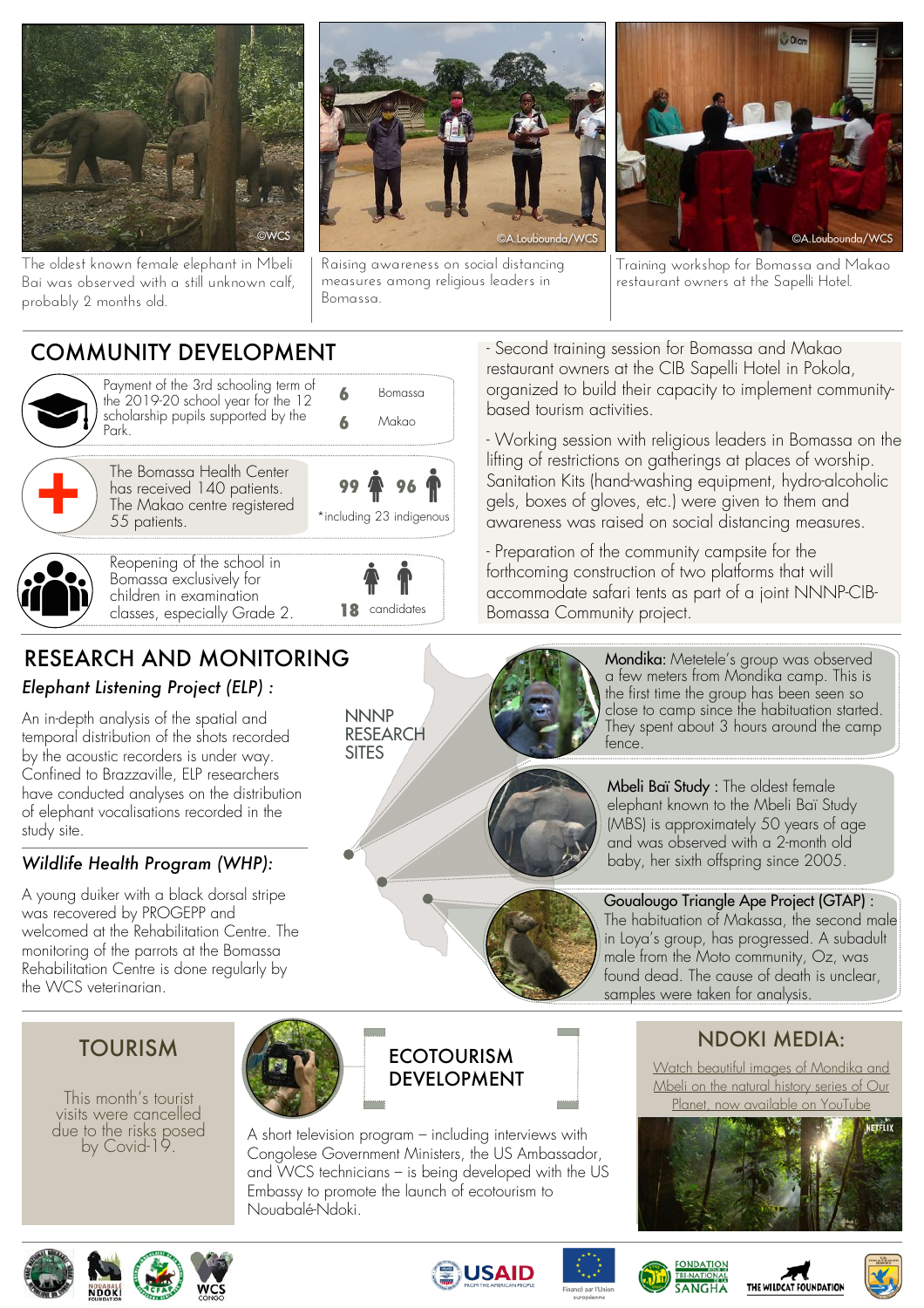The oldest known female elephant in Mbeli Bai was observed with a still unknown calf, probably 2 months old.

Raising awareness on social distancing measures among religious leaders in Bomassa.

Training workshop for Bomassa and Makao restaurant owners at the Sapelli Hotel.

## COMMUNITY DEVELOPMENT

| | | |
|---|---|---|
| Payment of the 3rd schooling term of the 2019-20 school year for the 12 scholarship pupils supported by the Park. | 6 Bomassa<br>6 Makao | |
| The Bomassa Health Center has received 140 patients. The Makao centre registered 55 patients. | 99 96 | *including 23 indigenous |
| Reopening of the school in Bomassa exclusively for children in examination classes, especially Grade 2. | 18 candidates | |

- Second training session for Bomassa and Makao restaurant owners at the CIB Sapelli Hotel in Pokola, organized to build their capacity to implement community-based tourism activities.

- Working session with religious leaders in Bomassa on the lifting of restrictions on gatherings at places of worship. Sanitation Kits (hand-washing equipment, hydro-alcoholic gels, boxes of gloves, etc.) were given to them and awareness was raised on social distancing measures.

- Preparation of the community campsite for the forthcoming construction of two platforms that will accommodate safari tents as part of a joint NNNP-CIB-Bomassa Community project.

## RESEARCH AND MONITORING

### *Elephant Listening Project (ELP) :*

An in-depth analysis of the spatial and temporal distribution of the shots recorded by the acoustic recorders is under way. Confined to Brazzaville, ELP researchers have conducted analyses on the distribution of elephant vocalisations recorded in the study site.

### *Wildlife Health Program (WHP):*

A young duiker with a black dorsal stripe was recovered by PROGEPP and welcomed at the Rehabilitation Centre. The monitoring of the parrots at the Bomassa Rehabilitation Centre is done regularly by the WCS veterinarian.

NNNP RESEARCH SITES

**Mondika:** Metetele's group was observed a few meters from Mondika camp. This is the first time the group has been seen so close to camp since the habituation started. They spent about 3 hours around the camp fence.

**Mbeli Baï Study :** The oldest female elephant known to the Mbeli Baï Study (MBS) is approximately 50 years of age and was observed with a 2-month old baby, her sixth offspring since 2005.

**Goualougo Triangle Ape Project (GTAP) :** The habituation of Makassa, the second male in Loya's group, has progressed. A subadult male from the Moto community, Oz, was found dead. The cause of death is unclear, samples were taken for analysis.

## TOURISM

This month's tourist visits were cancelled due to the risks posed by Covid-19.

## ECOTOURISM DEVELOPMENT

A short television program – including interviews with Congolese Government Ministers, the US Ambassador, and WCS technicians – is being developed with the US Embassy to promote the launch of ecotourism to Nouabalé-Ndoki.

## NDOKI MEDIA:

Watch beautiful images of Mondika and Mbeli on the natural history series of Our Planet, now available on YouTube